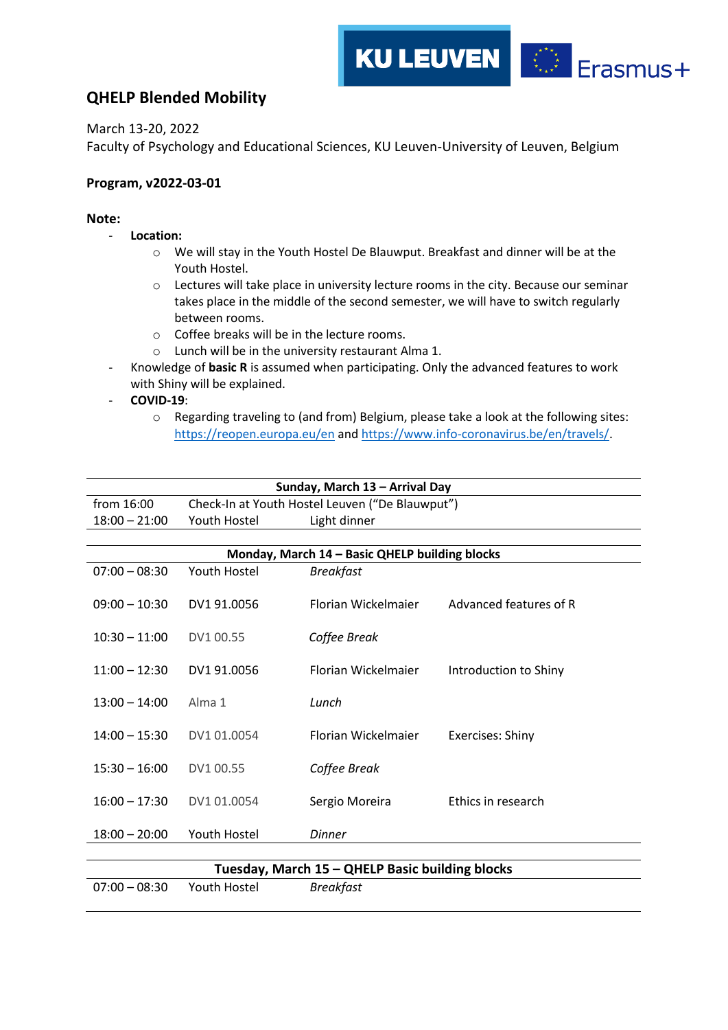# QHELP Blended Mobility

March 13-20, 2022
Faculty of Psychology and Educational Sciences, KU Leuven-University of Leuven, Belgium

**Program, v2022-03-01**

**Note:**

- **Location:**
    - We will stay in the Youth Hostel De Blauwput. Breakfast and dinner will be at the Youth Hostel.
    - Lectures will take place in university lecture rooms in the city. Because our seminar takes place in the middle of the second semester, we will have to switch regularly between rooms.
    - Coffee breaks will be in the lecture rooms.
    - Lunch will be in the university restaurant Alma 1.
- Knowledge of **basic R** is assumed when participating. Only the advanced features to work with Shiny will be explained.
- **COVID-19**:
    - Regarding traveling to (and from) Belgium, please take a look at the following sites: https://reopen.europa.eu/en and https://www.info-coronavirus.be/en/travels/.

| **Sunday, March 13 – Arrival Day** | | | |
|---|---|---|---|
| from 16:00 | Check-In at Youth Hostel Leuven ("De Blauwput") | | |
| 18:00 – 21:00 | Youth Hostel | Light dinner | |

| **Monday, March 14 – Basic QHELP building blocks** | | | |
|---|---|---|---|
| 07:00 – 08:30 | Youth Hostel | *Breakfast* | |
| 09:00 – 10:30 | DV1 91.0056 | Florian Wickelmaier | Advanced features of R |
| 10:30 – 11:00 | DV1 00.55 | *Coffee Break* | |
| 11:00 – 12:30 | DV1 91.0056 | Florian Wickelmaier | Introduction to Shiny |
| 13:00 – 14:00 | Alma 1 | *Lunch* | |
| 14:00 – 15:30 | DV1 01.0054 | Florian Wickelmaier | Exercises: Shiny |
| 15:30 – 16:00 | DV1 00.55 | *Coffee Break* | |
| 16:00 – 17:30 | DV1 01.0054 | Sergio Moreira | Ethics in research |
| 18:00 – 20:00 | Youth Hostel | *Dinner* | |

| **Tuesday, March 15 – QHELP Basic building blocks** | | | |
|---|---|---|---|
| 07:00 – 08:30 | Youth Hostel | *Breakfast* | |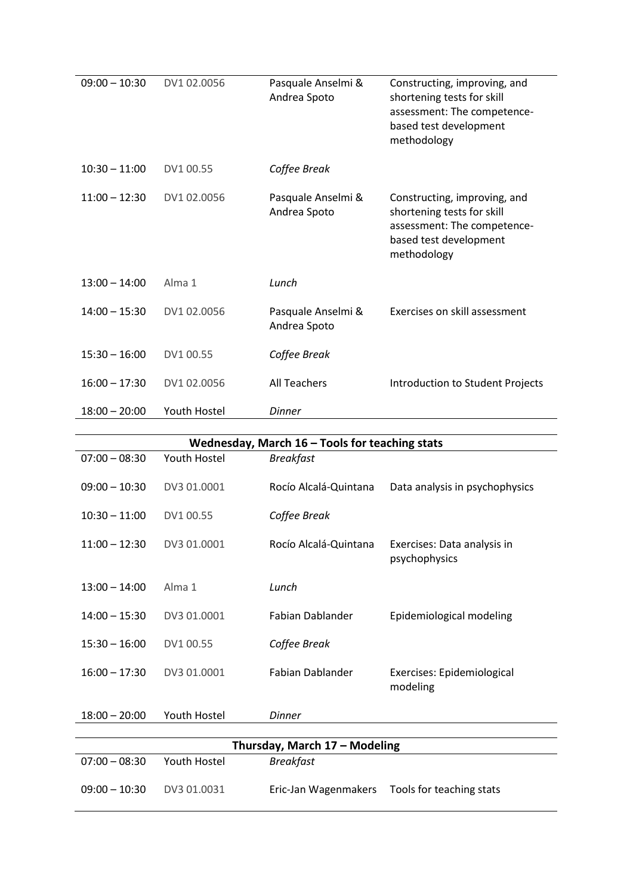| | | | |
|---|---|---|---|
| 09:00 – 10:30 | DV1 02.0056 | Pasquale Anselmi & Andrea Spoto | Constructing, improving, and shortening tests for skill assessment: The competence-based test development methodology |
| 10:30 – 11:00 | DV1 00.55 | *Coffee Break* | |
| 11:00 – 12:30 | DV1 02.0056 | Pasquale Anselmi & Andrea Spoto | Constructing, improving, and shortening tests for skill assessment: The competence-based test development methodology |
| 13:00 – 14:00 | Alma 1 | *Lunch* | |
| 14:00 – 15:30 | DV1 02.0056 | Pasquale Anselmi & Andrea Spoto | Exercises on skill assessment |
| 15:30 – 16:00 | DV1 00.55 | *Coffee Break* | |
| 16:00 – 17:30 | DV1 02.0056 | All Teachers | Introduction to Student Projects |
| 18:00 – 20:00 | Youth Hostel | *Dinner* | |

| Wednesday, March 16 – Tools for teaching stats | | | |
|---|---|---|---|
| 07:00 – 08:30 | Youth Hostel | *Breakfast* | |
| 09:00 – 10:30 | DV3 01.0001 | Rocío Alcalá-Quintana | Data analysis in psychophysics |
| 10:30 – 11:00 | DV1 00.55 | *Coffee Break* | |
| 11:00 – 12:30 | DV3 01.0001 | Rocío Alcalá-Quintana | Exercises: Data analysis in psychophysics |
| 13:00 – 14:00 | Alma 1 | *Lunch* | |
| 14:00 – 15:30 | DV3 01.0001 | Fabian Dablander | Epidemiological modeling |
| 15:30 – 16:00 | DV1 00.55 | *Coffee Break* | |
| 16:00 – 17:30 | DV3 01.0001 | Fabian Dablander | Exercises: Epidemiological modeling |
| 18:00 – 20:00 | Youth Hostel | *Dinner* | |

| Thursday, March 17 – Modeling | | | |
|---|---|---|---|
| 07:00 – 08:30 | Youth Hostel | *Breakfast* | |
| 09:00 – 10:30 | DV3 01.0031 | Eric-Jan Wagenmakers | Tools for teaching stats |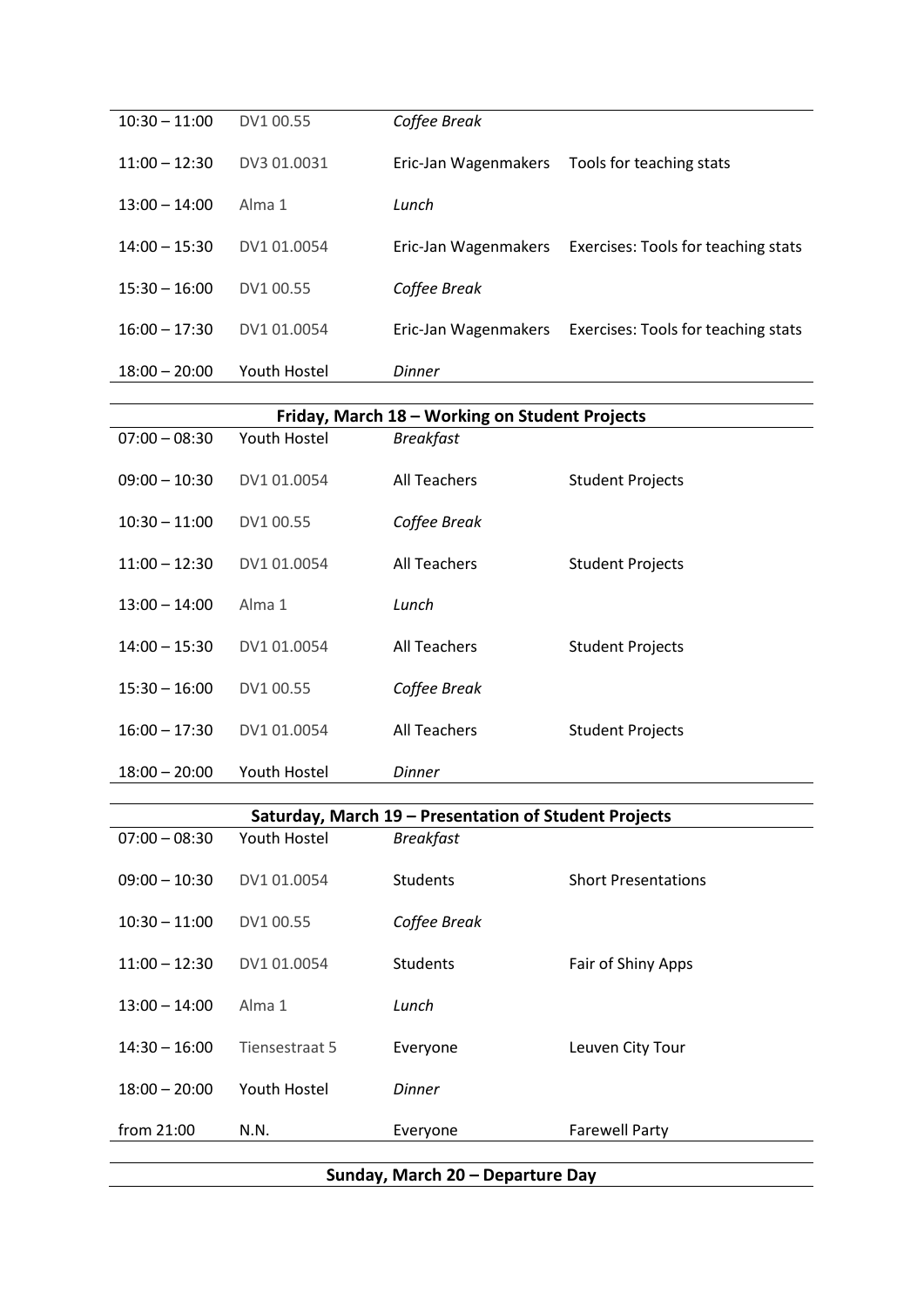| | | | |
|---|---|---|---|
| 10:30 – 11:00 | DV1 00.55 | *Coffee Break* | |
| 11:00 – 12:30 | DV3 01.0031 | Eric-Jan Wagenmakers | Tools for teaching stats |
| 13:00 – 14:00 | Alma 1 | *Lunch* | |
| 14:00 – 15:30 | DV1 01.0054 | Eric-Jan Wagenmakers | Exercises: Tools for teaching stats |
| 15:30 – 16:00 | DV1 00.55 | *Coffee Break* | |
| 16:00 – 17:30 | DV1 01.0054 | Eric-Jan Wagenmakers | Exercises: Tools for teaching stats |
| 18:00 – 20:00 | Youth Hostel | *Dinner* | |

**Friday, March 18 – Working on Student Projects**

| | | | |
|---|---|---|---|
| 07:00 – 08:30 | Youth Hostel | *Breakfast* | |
| 09:00 – 10:30 | DV1 01.0054 | All Teachers | Student Projects |
| 10:30 – 11:00 | DV1 00.55 | *Coffee Break* | |
| 11:00 – 12:30 | DV1 01.0054 | All Teachers | Student Projects |
| 13:00 – 14:00 | Alma 1 | *Lunch* | |
| 14:00 – 15:30 | DV1 01.0054 | All Teachers | Student Projects |
| 15:30 – 16:00 | DV1 00.55 | *Coffee Break* | |
| 16:00 – 17:30 | DV1 01.0054 | All Teachers | Student Projects |
| 18:00 – 20:00 | Youth Hostel | *Dinner* | |

**Saturday, March 19 – Presentation of Student Projects**

| | | | |
|---|---|---|---|
| 07:00 – 08:30 | Youth Hostel | *Breakfast* | |
| 09:00 – 10:30 | DV1 01.0054 | Students | Short Presentations |
| 10:30 – 11:00 | DV1 00.55 | *Coffee Break* | |
| 11:00 – 12:30 | DV1 01.0054 | Students | Fair of Shiny Apps |
| 13:00 – 14:00 | Alma 1 | *Lunch* | |
| 14:30 – 16:00 | Tiensestraat 5 | Everyone | Leuven City Tour |
| 18:00 – 20:00 | Youth Hostel | *Dinner* | |
| from 21:00 | N.N. | Everyone | Farewell Party |

**Sunday, March 20 – Departure Day**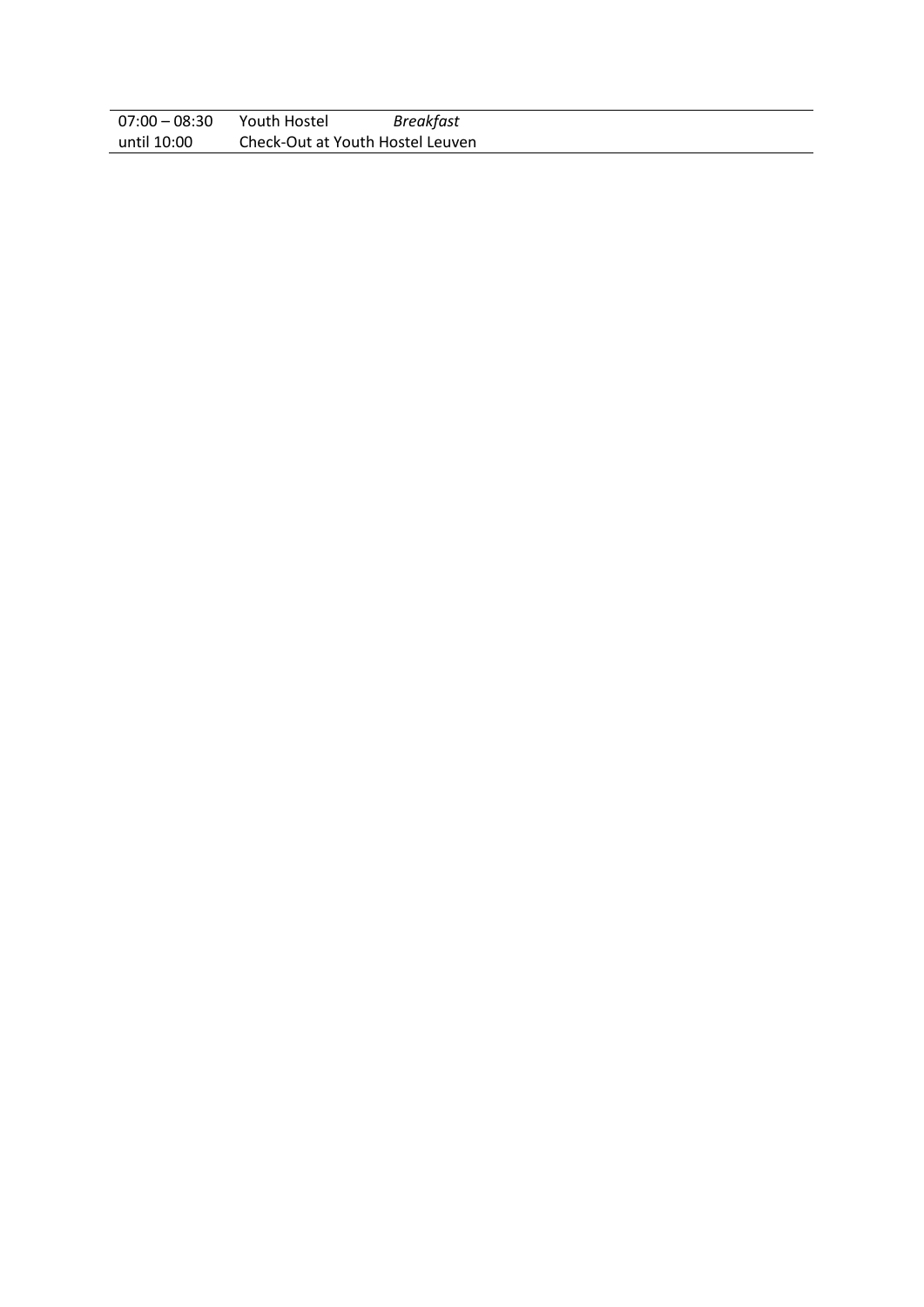| | | |
|---|---|---|
| 07:00 – 08:30 | Youth Hostel | *Breakfast* |
| until 10:00 | Check-Out at Youth Hostel Leuven | |